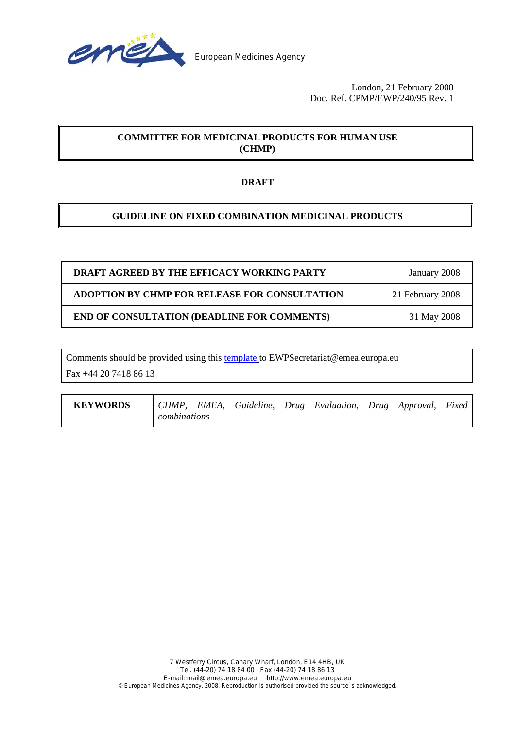European Medicines Agency

London, 21 February 2008
Doc. Ref. CPMP/EWP/240/95 Rev. 1

**COMMITTEE FOR MEDICINAL PRODUCTS FOR HUMAN USE (CHMP)**

**DRAFT**

# GUIDELINE ON FIXED COMBINATION MEDICINAL PRODUCTS

| | |
|---|---|
| **DRAFT AGREED BY THE EFFICACY WORKING PARTY** | January 2008 |
| **ADOPTION BY CHMP FOR RELEASE FOR CONSULTATION** | 21 February 2008 |
| **END OF CONSULTATION (DEADLINE FOR COMMENTS)** | 31 May 2008 |

Comments should be provided using this template to EWPSecretariat@emea.europa.eu
Fax +44 20 7418 86 13

| | |
|---|---|
| **KEYWORDS** | *CHMP, EMEA, Guideline, Drug Evaluation, Drug Approval, Fixed combinations* |

7 Westferry Circus, Canary Wharf, London, E14 4HB, UK
Tel. (44-20) 74 18 84 00 Fax (44-20) 74 18 86 13
E-mail: mail@emea.europa.eu http://www.emea.europa.eu
© European Medicines Agency, 2008. Reproduction is authorised provided the source is acknowledged.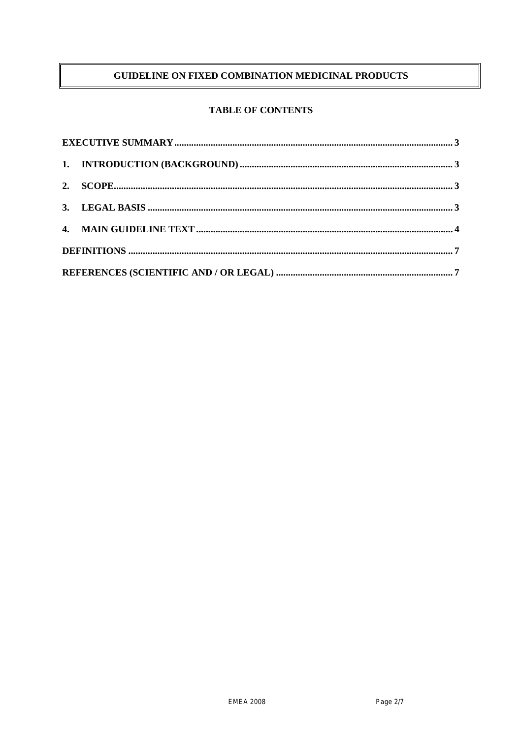# GUIDELINE ON FIXED COMBINATION MEDICINAL PRODUCTS

## TABLE OF CONTENTS

**EXECUTIVE SUMMARY** ........................................................................................................ **3**

**1. INTRODUCTION (BACKGROUND)** ........................................................................................ **3**

**2. SCOPE** ........................................................................................................ **3**

**3. LEGAL BASIS** ........................................................................................................ **3**

**4. MAIN GUIDELINE TEXT** ........................................................................................................ **4**

**DEFINITIONS** ........................................................................................................ **7**

**REFERENCES (SCIENTIFIC AND / OR LEGAL)** ........................................................................................ **7**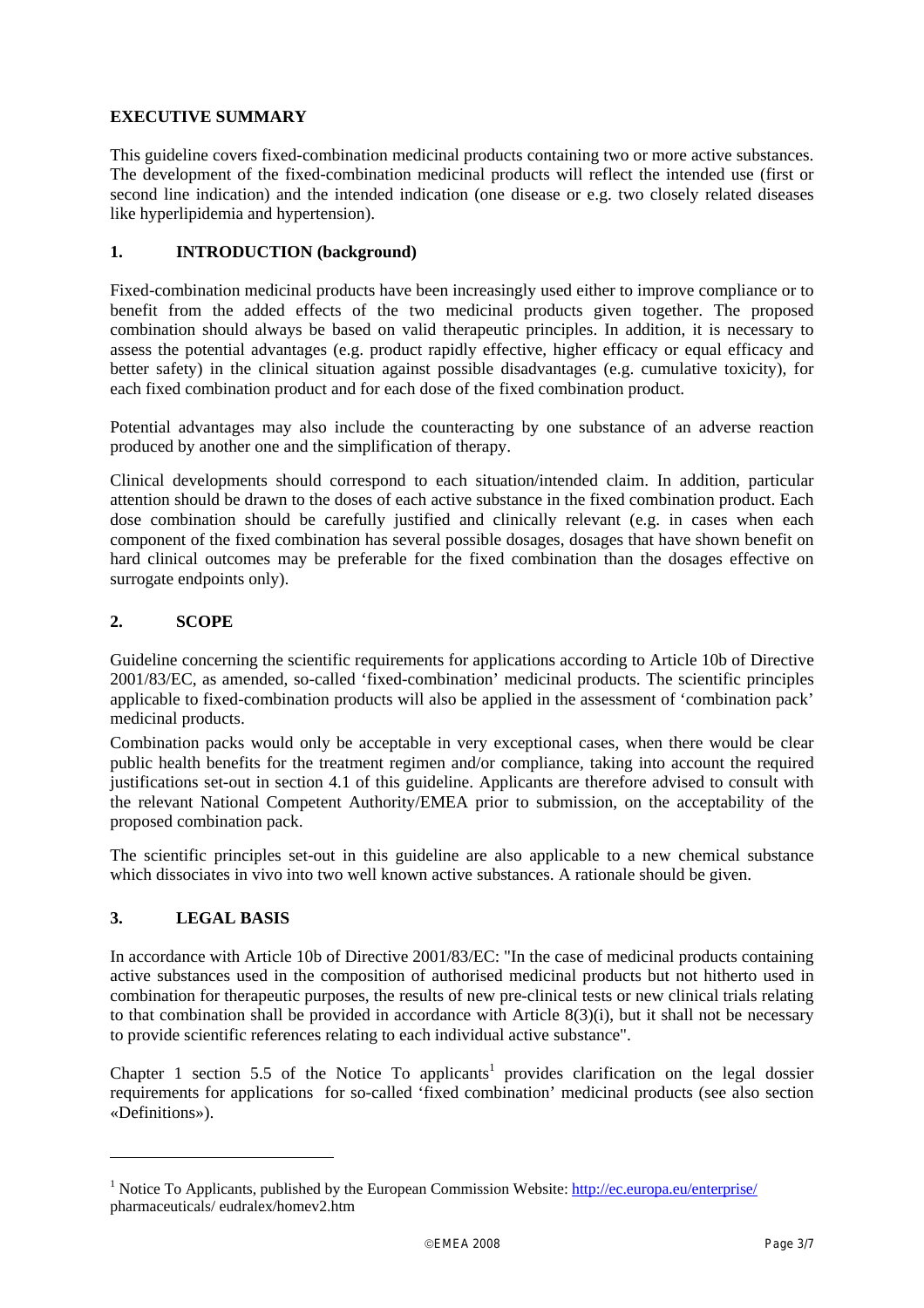## EXECUTIVE SUMMARY

This guideline covers fixed-combination medicinal products containing two or more active substances. The development of the fixed-combination medicinal products will reflect the intended use (first or second line indication) and the intended indication (one disease or e.g. two closely related diseases like hyperlipidemia and hypertension).

## 1. INTRODUCTION (background)

Fixed-combination medicinal products have been increasingly used either to improve compliance or to benefit from the added effects of the two medicinal products given together. The proposed combination should always be based on valid therapeutic principles. In addition, it is necessary to assess the potential advantages (e.g. product rapidly effective, higher efficacy or equal efficacy and better safety) in the clinical situation against possible disadvantages (e.g. cumulative toxicity), for each fixed combination product and for each dose of the fixed combination product.

Potential advantages may also include the counteracting by one substance of an adverse reaction produced by another one and the simplification of therapy.

Clinical developments should correspond to each situation/intended claim. In addition, particular attention should be drawn to the doses of each active substance in the fixed combination product. Each dose combination should be carefully justified and clinically relevant (e.g. in cases when each component of the fixed combination has several possible dosages, dosages that have shown benefit on hard clinical outcomes may be preferable for the fixed combination than the dosages effective on surrogate endpoints only).

## 2. SCOPE

Guideline concerning the scientific requirements for applications according to Article 10b of Directive 2001/83/EC, as amended, so-called 'fixed-combination' medicinal products. The scientific principles applicable to fixed-combination products will also be applied in the assessment of 'combination pack' medicinal products.

Combination packs would only be acceptable in very exceptional cases, when there would be clear public health benefits for the treatment regimen and/or compliance, taking into account the required justifications set-out in section 4.1 of this guideline. Applicants are therefore advised to consult with the relevant National Competent Authority/EMEA prior to submission, on the acceptability of the proposed combination pack.

The scientific principles set-out in this guideline are also applicable to a new chemical substance which dissociates in vivo into two well known active substances. A rationale should be given.

## 3. LEGAL BASIS

In accordance with Article 10b of Directive 2001/83/EC: "In the case of medicinal products containing active substances used in the composition of authorised medicinal products but not hitherto used in combination for therapeutic purposes, the results of new pre-clinical tests or new clinical trials relating to that combination shall be provided in accordance with Article 8(3)(i), but it shall not be necessary to provide scientific references relating to each individual active substance".

Chapter 1 section 5.5 of the Notice To applicants[1] provides clarification on the legal dossier requirements for applications for so-called 'fixed combination' medicinal products (see also section «Definitions»).

---

[1] Notice To Applicants, published by the European Commission Website: http://ec.europa.eu/enterprise/ pharmaceuticals/ eudralex/homev2.htm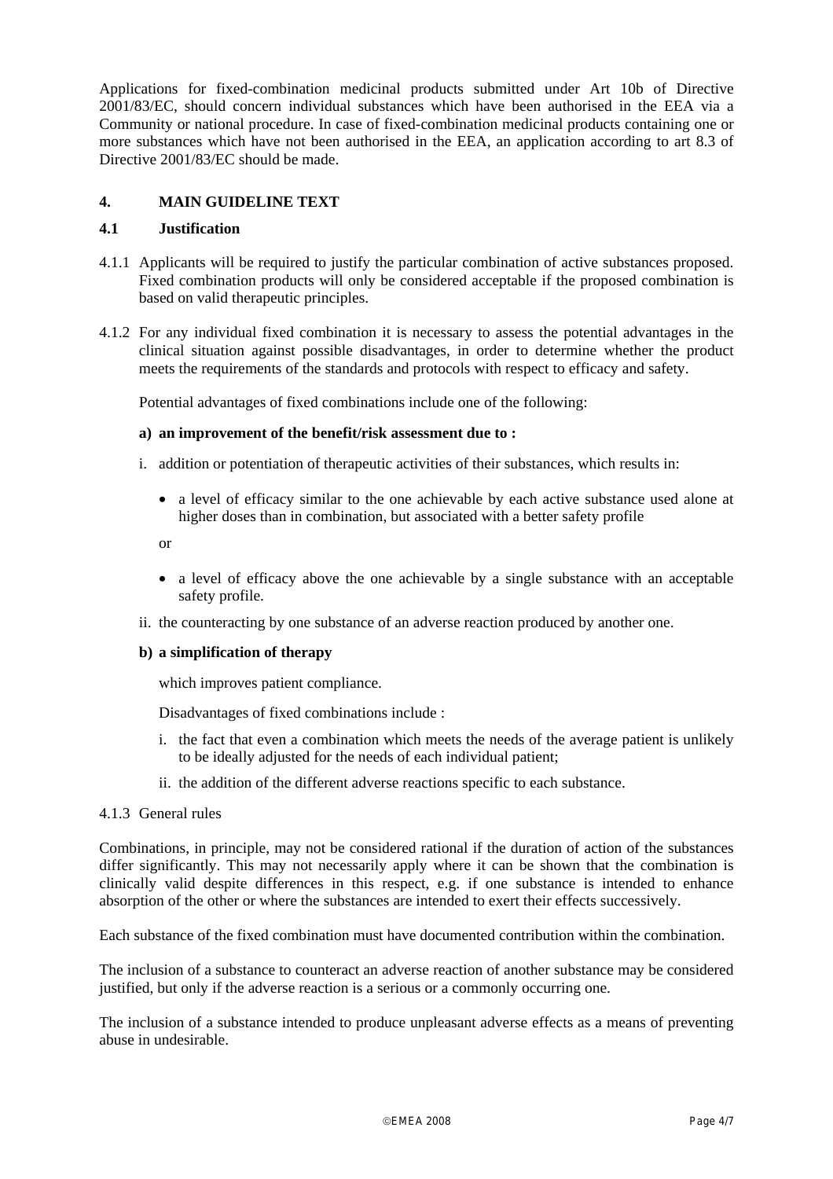Applications for fixed-combination medicinal products submitted under Art 10b of Directive 2001/83/EC, should concern individual substances which have been authorised in the EEA via a Community or national procedure. In case of fixed-combination medicinal products containing one or more substances which have not been authorised in the EEA, an application according to art 8.3 of Directive 2001/83/EC should be made.

## 4. MAIN GUIDELINE TEXT

### 4.1 Justification

4.1.1 Applicants will be required to justify the particular combination of active substances proposed. Fixed combination products will only be considered acceptable if the proposed combination is based on valid therapeutic principles.

4.1.2 For any individual fixed combination it is necessary to assess the potential advantages in the clinical situation against possible disadvantages, in order to determine whether the product meets the requirements of the standards and protocols with respect to efficacy and safety.

Potential advantages of fixed combinations include one of the following:

**a) an improvement of the benefit/risk assessment due to :**

i. addition or potentiation of therapeutic activities of their substances, which results in:

- a level of efficacy similar to the one achievable by each active substance used alone at higher doses than in combination, but associated with a better safety profile

or

- a level of efficacy above the one achievable by a single substance with an acceptable safety profile.

ii. the counteracting by one substance of an adverse reaction produced by another one.

**b) a simplification of therapy**

which improves patient compliance.

Disadvantages of fixed combinations include :

i. the fact that even a combination which meets the needs of the average patient is unlikely to be ideally adjusted for the needs of each individual patient;

ii. the addition of the different adverse reactions specific to each substance.

4.1.3 General rules

Combinations, in principle, may not be considered rational if the duration of action of the substances differ significantly. This may not necessarily apply where it can be shown that the combination is clinically valid despite differences in this respect, e.g. if one substance is intended to enhance absorption of the other or where the substances are intended to exert their effects successively.

Each substance of the fixed combination must have documented contribution within the combination.

The inclusion of a substance to counteract an adverse reaction of another substance may be considered justified, but only if the adverse reaction is a serious or a commonly occurring one.

The inclusion of a substance intended to produce unpleasant adverse effects as a means of preventing abuse in undesirable.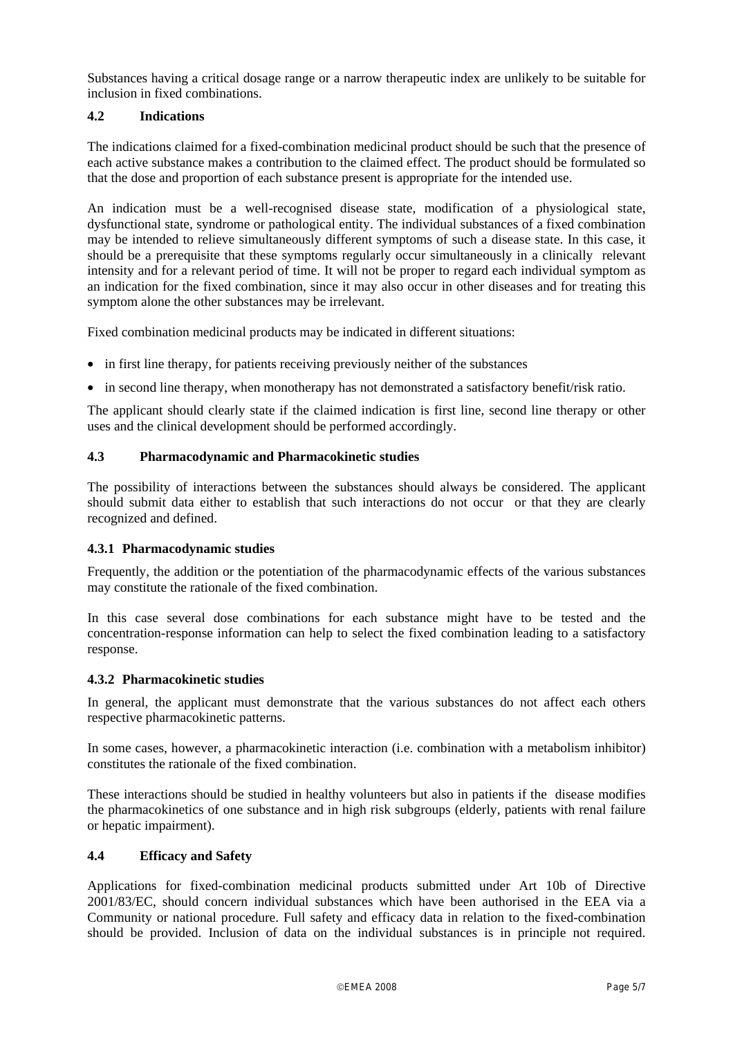Substances having a critical dosage range or a narrow therapeutic index are unlikely to be suitable for inclusion in fixed combinations.

### 4.2 Indications

The indications claimed for a fixed-combination medicinal product should be such that the presence of each active substance makes a contribution to the claimed effect. The product should be formulated so that the dose and proportion of each substance present is appropriate for the intended use.

An indication must be a well-recognised disease state, modification of a physiological state, dysfunctional state, syndrome or pathological entity. The individual substances of a fixed combination may be intended to relieve simultaneously different symptoms of such a disease state. In this case, it should be a prerequisite that these symptoms regularly occur simultaneously in a clinically relevant intensity and for a relevant period of time. It will not be proper to regard each individual symptom as an indication for the fixed combination, since it may also occur in other diseases and for treating this symptom alone the other substances may be irrelevant.

Fixed combination medicinal products may be indicated in different situations:

- in first line therapy, for patients receiving previously neither of the substances
- in second line therapy, when monotherapy has not demonstrated a satisfactory benefit/risk ratio.

The applicant should clearly state if the claimed indication is first line, second line therapy or other uses and the clinical development should be performed accordingly.

### 4.3 Pharmacodynamic and Pharmacokinetic studies

The possibility of interactions between the substances should always be considered. The applicant should submit data either to establish that such interactions do not occur or that they are clearly recognized and defined.

#### 4.3.1 Pharmacodynamic studies

Frequently, the addition or the potentiation of the pharmacodynamic effects of the various substances may constitute the rationale of the fixed combination.

In this case several dose combinations for each substance might have to be tested and the concentration-response information can help to select the fixed combination leading to a satisfactory response.

#### 4.3.2 Pharmacokinetic studies

In general, the applicant must demonstrate that the various substances do not affect each others respective pharmacokinetic patterns.

In some cases, however, a pharmacokinetic interaction (i.e. combination with a metabolism inhibitor) constitutes the rationale of the fixed combination.

These interactions should be studied in healthy volunteers but also in patients if the disease modifies the pharmacokinetics of one substance and in high risk subgroups (elderly, patients with renal failure or hepatic impairment).

### 4.4 Efficacy and Safety

Applications for fixed-combination medicinal products submitted under Art 10b of Directive 2001/83/EC, should concern individual substances which have been authorised in the EEA via a Community or national procedure. Full safety and efficacy data in relation to the fixed-combination should be provided. Inclusion of data on the individual substances is in principle not required.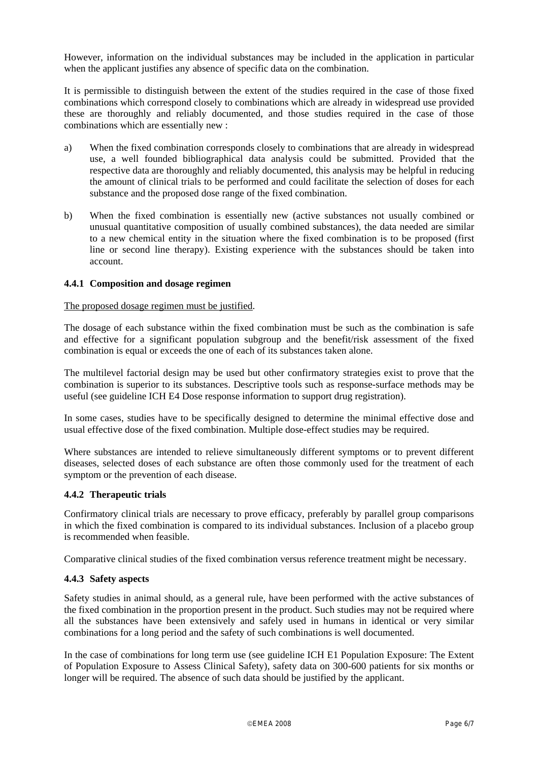However, information on the individual substances may be included in the application in particular when the applicant justifies any absence of specific data on the combination.

It is permissible to distinguish between the extent of the studies required in the case of those fixed combinations which correspond closely to combinations which are already in widespread use provided these are thoroughly and reliably documented, and those studies required in the case of those combinations which are essentially new :

a) When the fixed combination corresponds closely to combinations that are already in widespread use, a well founded bibliographical data analysis could be submitted. Provided that the respective data are thoroughly and reliably documented, this analysis may be helpful in reducing the amount of clinical trials to be performed and could facilitate the selection of doses for each substance and the proposed dose range of the fixed combination.

b) When the fixed combination is essentially new (active substances not usually combined or unusual quantitative composition of usually combined substances), the data needed are similar to a new chemical entity in the situation where the fixed combination is to be proposed (first line or second line therapy). Existing experience with the substances should be taken into account.

### 4.4.1 Composition and dosage regimen

The proposed dosage regimen must be justified.

The dosage of each substance within the fixed combination must be such as the combination is safe and effective for a significant population subgroup and the benefit/risk assessment of the fixed combination is equal or exceeds the one of each of its substances taken alone.

The multilevel factorial design may be used but other confirmatory strategies exist to prove that the combination is superior to its substances. Descriptive tools such as response-surface methods may be useful (see guideline ICH E4 Dose response information to support drug registration).

In some cases, studies have to be specifically designed to determine the minimal effective dose and usual effective dose of the fixed combination. Multiple dose-effect studies may be required.

Where substances are intended to relieve simultaneously different symptoms or to prevent different diseases, selected doses of each substance are often those commonly used for the treatment of each symptom or the prevention of each disease.

### 4.4.2 Therapeutic trials

Confirmatory clinical trials are necessary to prove efficacy, preferably by parallel group comparisons in which the fixed combination is compared to its individual substances. Inclusion of a placebo group is recommended when feasible.

Comparative clinical studies of the fixed combination versus reference treatment might be necessary.

### 4.4.3 Safety aspects

Safety studies in animal should, as a general rule, have been performed with the active substances of the fixed combination in the proportion present in the product. Such studies may not be required where all the substances have been extensively and safely used in humans in identical or very similar combinations for a long period and the safety of such combinations is well documented.

In the case of combinations for long term use (see guideline ICH E1 Population Exposure: The Extent of Population Exposure to Assess Clinical Safety), safety data on 300-600 patients for six months or longer will be required. The absence of such data should be justified by the applicant.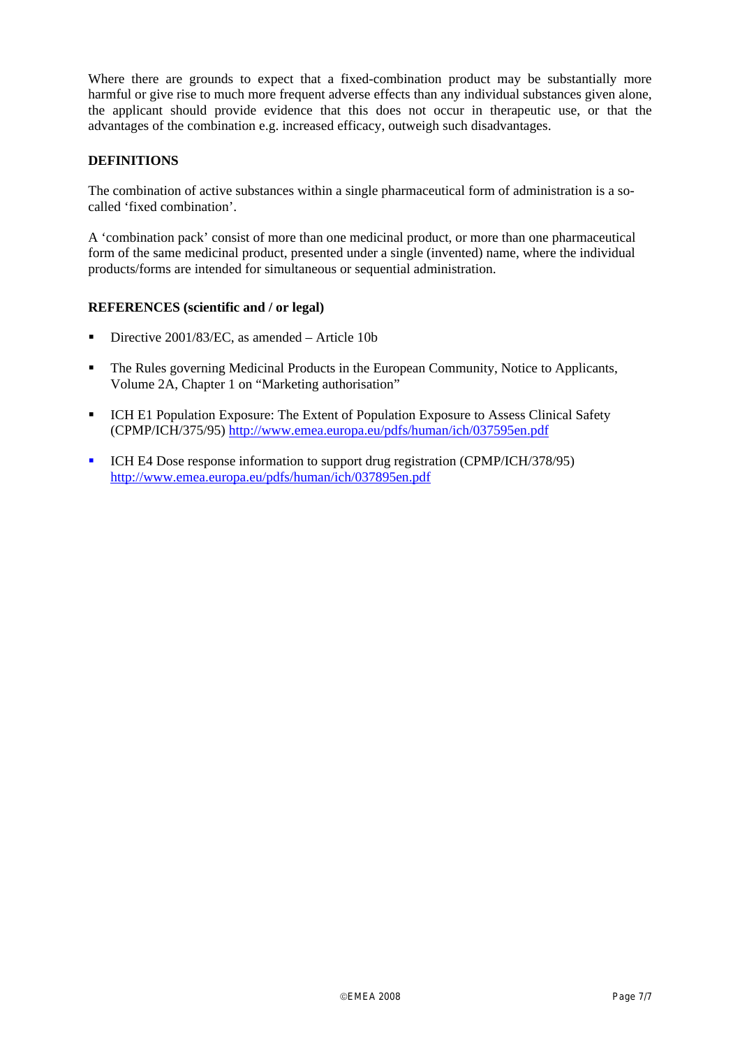Where there are grounds to expect that a fixed-combination product may be substantially more harmful or give rise to much more frequent adverse effects than any individual substances given alone, the applicant should provide evidence that this does not occur in therapeutic use, or that the advantages of the combination e.g. increased efficacy, outweigh such disadvantages.

## DEFINITIONS

The combination of active substances within a single pharmaceutical form of administration is a so-called 'fixed combination'.

A 'combination pack' consist of more than one medicinal product, or more than one pharmaceutical form of the same medicinal product, presented under a single (invented) name, where the individual products/forms are intended for simultaneous or sequential administration.

## REFERENCES (scientific and / or legal)

- Directive 2001/83/EC, as amended – Article 10b
- The Rules governing Medicinal Products in the European Community, Notice to Applicants, Volume 2A, Chapter 1 on "Marketing authorisation"
- ICH E1 Population Exposure: The Extent of Population Exposure to Assess Clinical Safety (CPMP/ICH/375/95) http://www.emea.europa.eu/pdfs/human/ich/037595en.pdf
- ICH E4 Dose response information to support drug registration (CPMP/ICH/378/95) http://www.emea.europa.eu/pdfs/human/ich/037895en.pdf